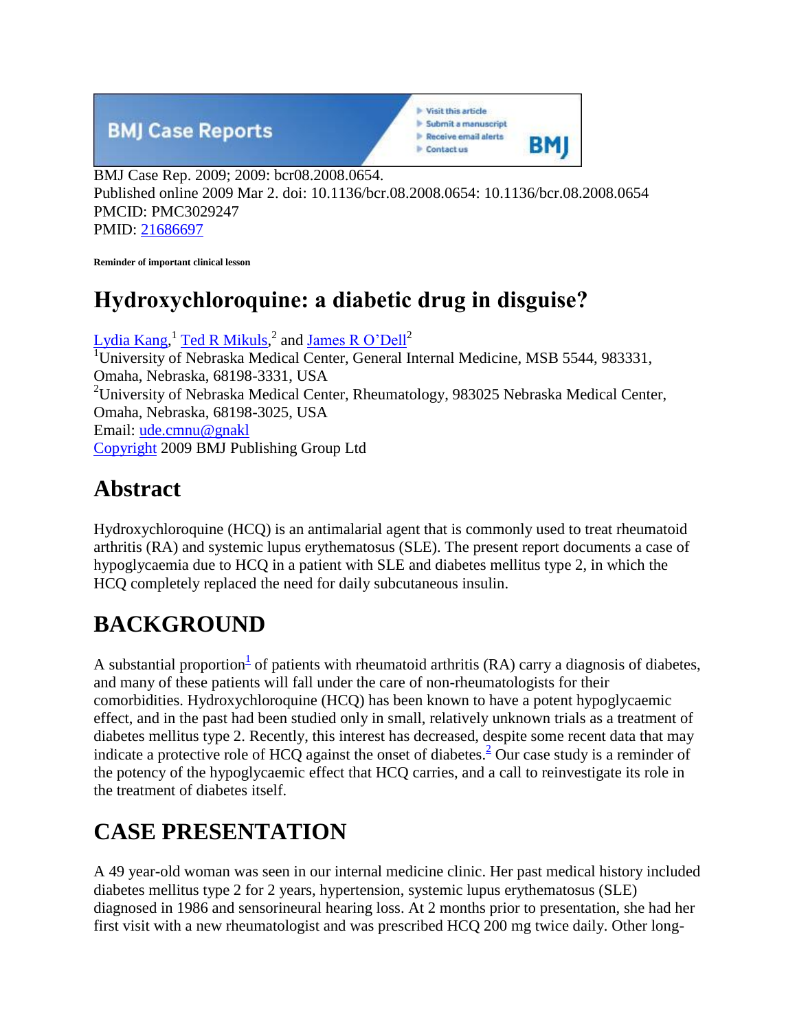BMJ Case Rep. 2009; 2009: bcr08.2008.0654.
Published online 2009 Mar 2. doi: 10.1136/bcr.08.2008.0654: 10.1136/bcr.08.2008.0654
PMCID: PMC3029247
PMID: 21686697

**Reminder of important clinical lesson**

# Hydroxychloroquine: a diabetic drug in disguise?

Lydia Kang,[1] Ted R Mikuls,[2] and James R O'Dell[2]

[1]University of Nebraska Medical Center, General Internal Medicine, MSB 5544, 983331, Omaha, Nebraska, 68198-3331, USA

[2]University of Nebraska Medical Center, Rheumatology, 983025 Nebraska Medical Center, Omaha, Nebraska, 68198-3025, USA

Email: ude.cmnu@gnakl

Copyright 2009 BMJ Publishing Group Ltd

## Abstract

Hydroxychloroquine (HCQ) is an antimalarial agent that is commonly used to treat rheumatoid arthritis (RA) and systemic lupus erythematosus (SLE). The present report documents a case of hypoglycaemia due to HCQ in a patient with SLE and diabetes mellitus type 2, in which the HCQ completely replaced the need for daily subcutaneous insulin.

## BACKGROUND

A substantial proportion[1] of patients with rheumatoid arthritis (RA) carry a diagnosis of diabetes, and many of these patients will fall under the care of non-rheumatologists for their comorbidities. Hydroxychloroquine (HCQ) has been known to have a potent hypoglycaemic effect, and in the past had been studied only in small, relatively unknown trials as a treatment of diabetes mellitus type 2. Recently, this interest has decreased, despite some recent data that may indicate a protective role of HCQ against the onset of diabetes.[2] Our case study is a reminder of the potency of the hypoglycaemic effect that HCQ carries, and a call to reinvestigate its role in the treatment of diabetes itself.

## CASE PRESENTATION

A 49 year-old woman was seen in our internal medicine clinic. Her past medical history included diabetes mellitus type 2 for 2 years, hypertension, systemic lupus erythematosus (SLE) diagnosed in 1986 and sensorineural hearing loss. At 2 months prior to presentation, she had her first visit with a new rheumatologist and was prescribed HCQ 200 mg twice daily. Other long-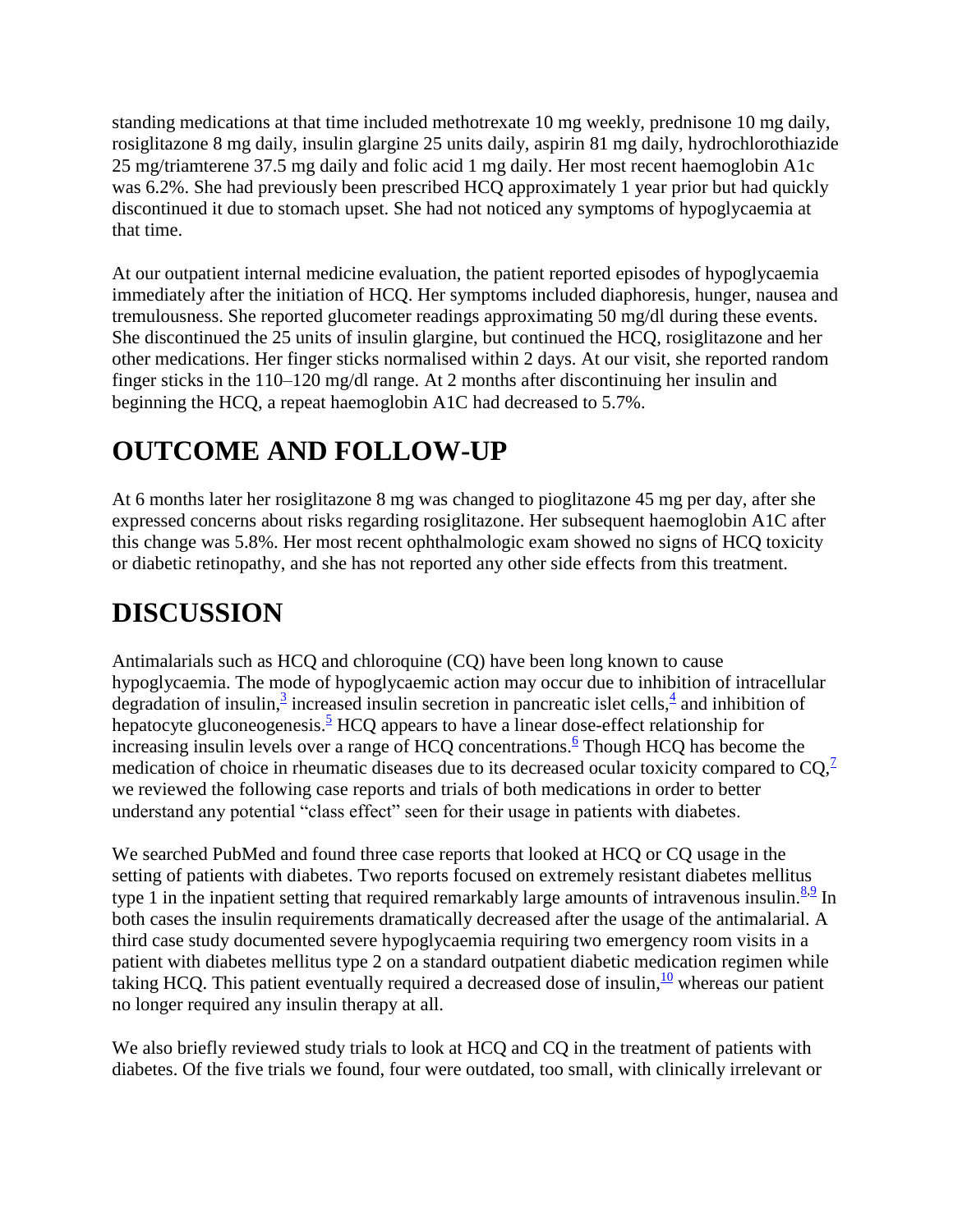standing medications at that time included methotrexate 10 mg weekly, prednisone 10 mg daily, rosiglitazone 8 mg daily, insulin glargine 25 units daily, aspirin 81 mg daily, hydrochlorothiazide 25 mg/triamterene 37.5 mg daily and folic acid 1 mg daily. Her most recent haemoglobin A1c was 6.2%. She had previously been prescribed HCQ approximately 1 year prior but had quickly discontinued it due to stomach upset. She had not noticed any symptoms of hypoglycaemia at that time.

At our outpatient internal medicine evaluation, the patient reported episodes of hypoglycaemia immediately after the initiation of HCQ. Her symptoms included diaphoresis, hunger, nausea and tremulousness. She reported glucometer readings approximating 50 mg/dl during these events. She discontinued the 25 units of insulin glargine, but continued the HCQ, rosiglitazone and her other medications. Her finger sticks normalised within 2 days. At our visit, she reported random finger sticks in the 110–120 mg/dl range. At 2 months after discontinuing her insulin and beginning the HCQ, a repeat haemoglobin A1C had decreased to 5.7%.

# OUTCOME AND FOLLOW-UP

At 6 months later her rosiglitazone 8 mg was changed to pioglitazone 45 mg per day, after she expressed concerns about risks regarding rosiglitazone. Her subsequent haemoglobin A1C after this change was 5.8%. Her most recent ophthalmologic exam showed no signs of HCQ toxicity or diabetic retinopathy, and she has not reported any other side effects from this treatment.

# DISCUSSION

Antimalarials such as HCQ and chloroquine (CQ) have been long known to cause hypoglycaemia. The mode of hypoglycaemic action may occur due to inhibition of intracellular degradation of insulin,[3] increased insulin secretion in pancreatic islet cells,[4] and inhibition of hepatocyte gluconeogenesis.[5] HCQ appears to have a linear dose-effect relationship for increasing insulin levels over a range of HCQ concentrations.[6] Though HCQ has become the medication of choice in rheumatic diseases due to its decreased ocular toxicity compared to CQ,[7] we reviewed the following case reports and trials of both medications in order to better understand any potential "class effect" seen for their usage in patients with diabetes.

We searched PubMed and found three case reports that looked at HCQ or CQ usage in the setting of patients with diabetes. Two reports focused on extremely resistant diabetes mellitus type 1 in the inpatient setting that required remarkably large amounts of intravenous insulin.[8,9] In both cases the insulin requirements dramatically decreased after the usage of the antimalarial. A third case study documented severe hypoglycaemia requiring two emergency room visits in a patient with diabetes mellitus type 2 on a standard outpatient diabetic medication regimen while taking HCQ. This patient eventually required a decreased dose of insulin,[10] whereas our patient no longer required any insulin therapy at all.

We also briefly reviewed study trials to look at HCQ and CQ in the treatment of patients with diabetes. Of the five trials we found, four were outdated, too small, with clinically irrelevant or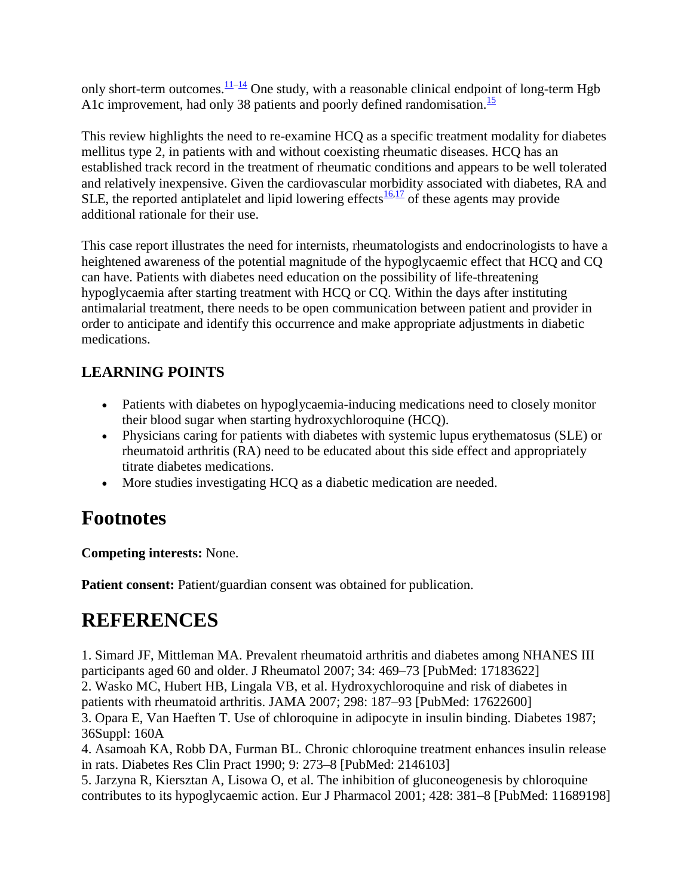only short-term outcomes.[11–14] One study, with a reasonable clinical endpoint of long-term Hgb A1c improvement, had only 38 patients and poorly defined randomisation.[15]

This review highlights the need to re-examine HCQ as a specific treatment modality for diabetes mellitus type 2, in patients with and without coexisting rheumatic diseases. HCQ has an established track record in the treatment of rheumatic conditions and appears to be well tolerated and relatively inexpensive. Given the cardiovascular morbidity associated with diabetes, RA and SLE, the reported antiplatelet and lipid lowering effects[16,17] of these agents may provide additional rationale for their use.

This case report illustrates the need for internists, rheumatologists and endocrinologists to have a heightened awareness of the potential magnitude of the hypoglycaemic effect that HCQ and CQ can have. Patients with diabetes need education on the possibility of life-threatening hypoglycaemia after starting treatment with HCQ or CQ. Within the days after instituting antimalarial treatment, there needs to be open communication between patient and provider in order to anticipate and identify this occurrence and make appropriate adjustments in diabetic medications.

### LEARNING POINTS

- Patients with diabetes on hypoglycaemia-inducing medications need to closely monitor their blood sugar when starting hydroxychloroquine (HCQ).
- Physicians caring for patients with diabetes with systemic lupus erythematosus (SLE) or rheumatoid arthritis (RA) need to be educated about this side effect and appropriately titrate diabetes medications.
- More studies investigating HCQ as a diabetic medication are needed.

## Footnotes

**Competing interests:** None.

**Patient consent:** Patient/guardian consent was obtained for publication.

## REFERENCES

1. Simard JF, Mittleman MA. Prevalent rheumatoid arthritis and diabetes among NHANES III participants aged 60 and older. J Rheumatol 2007; 34: 469–73 [PubMed: 17183622]
2. Wasko MC, Hubert HB, Lingala VB, et al. Hydroxychloroquine and risk of diabetes in patients with rheumatoid arthritis. JAMA 2007; 298: 187–93 [PubMed: 17622600]
3. Opara E, Van Haeften T. Use of chloroquine in adipocyte in insulin binding. Diabetes 1987; 36Suppl: 160A
4. Asamoah KA, Robb DA, Furman BL. Chronic chloroquine treatment enhances insulin release in rats. Diabetes Res Clin Pract 1990; 9: 273–8 [PubMed: 2146103]
5. Jarzyna R, Kiersztan A, Lisowa O, et al. The inhibition of gluconeogenesis by chloroquine contributes to its hypoglycaemic action. Eur J Pharmacol 2001; 428: 381–8 [PubMed: 11689198]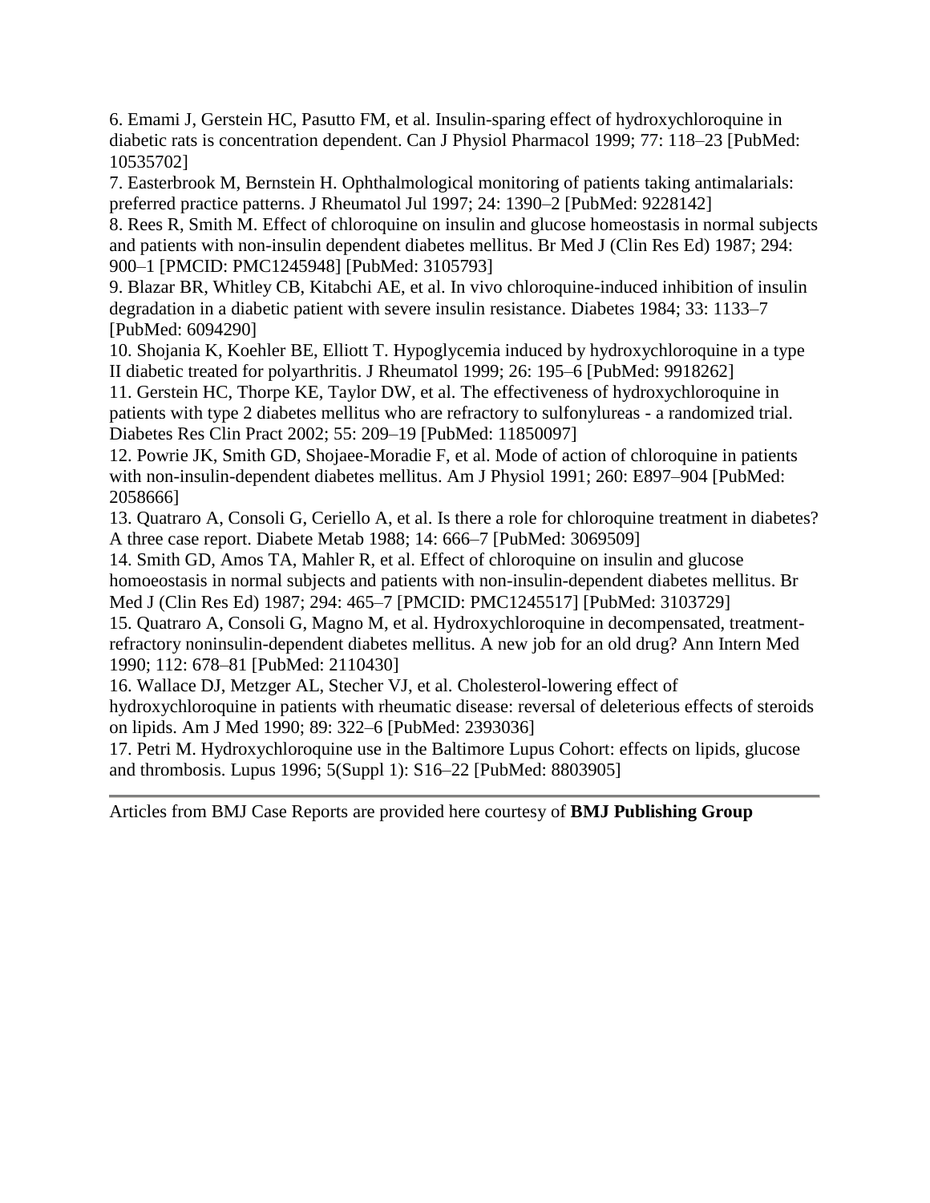6. Emami J, Gerstein HC, Pasutto FM, et al. Insulin-sparing effect of hydroxychloroquine in diabetic rats is concentration dependent. Can J Physiol Pharmacol 1999; 77: 118–23 [PubMed: 10535702]

7. Easterbrook M, Bernstein H. Ophthalmological monitoring of patients taking antimalarials: preferred practice patterns. J Rheumatol Jul 1997; 24: 1390–2 [PubMed: 9228142]

8. Rees R, Smith M. Effect of chloroquine on insulin and glucose homeostasis in normal subjects and patients with non-insulin dependent diabetes mellitus. Br Med J (Clin Res Ed) 1987; 294: 900–1 [PMCID: PMC1245948] [PubMed: 3105793]

9. Blazar BR, Whitley CB, Kitabchi AE, et al. In vivo chloroquine-induced inhibition of insulin degradation in a diabetic patient with severe insulin resistance. Diabetes 1984; 33: 1133–7 [PubMed: 6094290]

10. Shojania K, Koehler BE, Elliott T. Hypoglycemia induced by hydroxychloroquine in a type II diabetic treated for polyarthritis. J Rheumatol 1999; 26: 195–6 [PubMed: 9918262]

11. Gerstein HC, Thorpe KE, Taylor DW, et al. The effectiveness of hydroxychloroquine in patients with type 2 diabetes mellitus who are refractory to sulfonylureas - a randomized trial. Diabetes Res Clin Pract 2002; 55: 209–19 [PubMed: 11850097]

12. Powrie JK, Smith GD, Shojaee-Moradie F, et al. Mode of action of chloroquine in patients with non-insulin-dependent diabetes mellitus. Am J Physiol 1991; 260: E897–904 [PubMed: 2058666]

13. Quatraro A, Consoli G, Ceriello A, et al. Is there a role for chloroquine treatment in diabetes? A three case report. Diabete Metab 1988; 14: 666–7 [PubMed: 3069509]

14. Smith GD, Amos TA, Mahler R, et al. Effect of chloroquine on insulin and glucose homoeostasis in normal subjects and patients with non-insulin-dependent diabetes mellitus. Br Med J (Clin Res Ed) 1987; 294: 465–7 [PMCID: PMC1245517] [PubMed: 3103729]

15. Quatraro A, Consoli G, Magno M, et al. Hydroxychloroquine in decompensated, treatment-refractory noninsulin-dependent diabetes mellitus. A new job for an old drug? Ann Intern Med 1990; 112: 678–81 [PubMed: 2110430]

16. Wallace DJ, Metzger AL, Stecher VJ, et al. Cholesterol-lowering effect of hydroxychloroquine in patients with rheumatic disease: reversal of deleterious effects of steroids on lipids. Am J Med 1990; 89: 322–6 [PubMed: 2393036]

17. Petri M. Hydroxychloroquine use in the Baltimore Lupus Cohort: effects on lipids, glucose and thrombosis. Lupus 1996; 5(Suppl 1): S16–22 [PubMed: 8803905]

---

Articles from BMJ Case Reports are provided here courtesy of **BMJ Publishing Group**